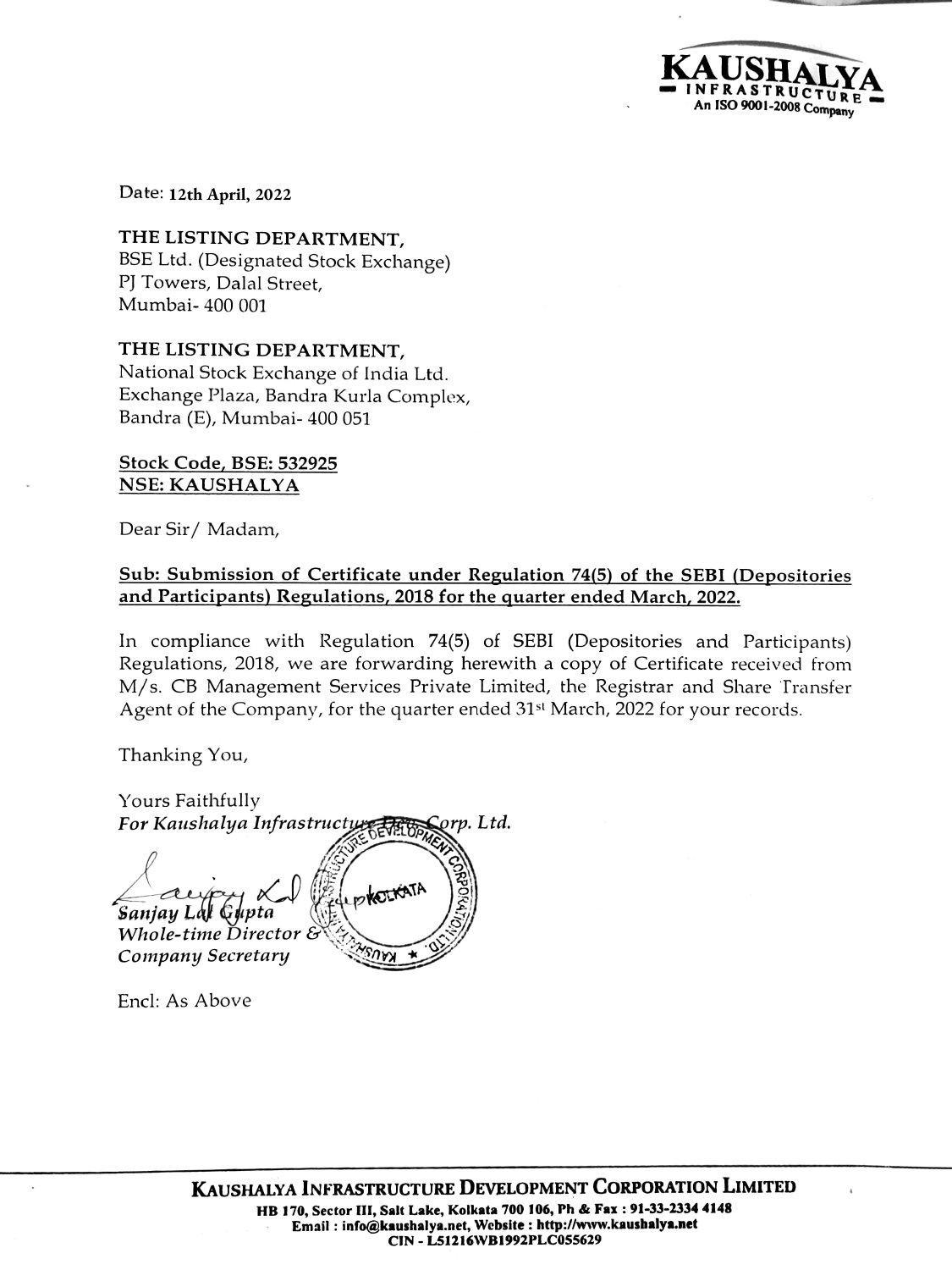**KAUSHALYA**
**INFRASTRUCTURE**
An ISO 9001-2008 Company

Date: **12th April, 2022**

**THE LISTING DEPARTMENT,**
BSE Ltd. (Designated Stock Exchange)
PJ Towers, Dalal Street,
Mumbai- 400 001

**THE LISTING DEPARTMENT,**
National Stock Exchange of India Ltd.
Exchange Plaza, Bandra Kurla Complex,
Bandra (E), Mumbai- 400 051

**Stock Code, BSE: 532925**
**NSE: KAUSHALYA**

Dear Sir/ Madam,

**Sub: Submission of Certificate under Regulation 74(5) of the SEBI (Depositories and Participants) Regulations, 2018 for the quarter ended March, 2022.**

In compliance with Regulation 74(5) of SEBI (Depositories and Participants) Regulations, 2018, we are forwarding herewith a copy of Certificate received from M/s. CB Management Services Private Limited, the Registrar and Share Transfer Agent of the Company, for the quarter ended 31st March, 2022 for your records.

Thanking You,

Yours Faithfully
*For Kaushalya Infrastructure Dev. Corp. Ltd.*

*Sanjay Lal Gupta*
*Whole-time Director &*
*Company Secretary*

Encl: As Above

**KAUSHALYA INFRASTRUCTURE DEVELOPMENT CORPORATION LIMITED**
**HB 170, Sector III, Salt Lake, Kolkata 700 106, Ph & Fax : 91-33-2334 4148**
**Email : info@kaushalya.net, Website : http://www.kaushalya.net**
**CIN - L51216WB1992PLC055629**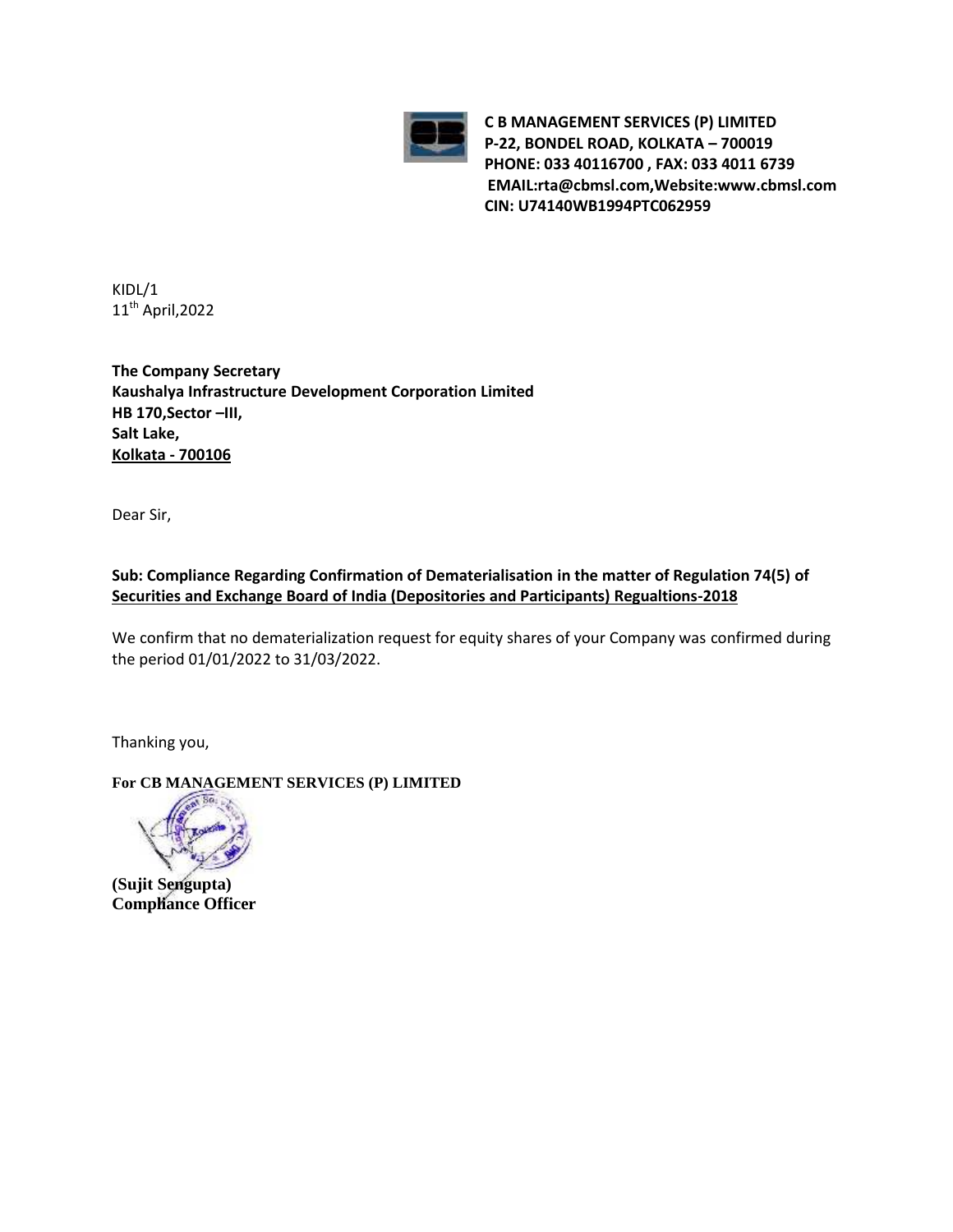**C B MANAGEMENT SERVICES (P) LIMITED**
**P-22, BONDEL ROAD, KOLKATA – 700019**
**PHONE: 033 40116700 , FAX: 033 4011 6739**
**EMAIL:rta@cbmsl.com,Website:www.cbmsl.com**
**CIN: U74140WB1994PTC062959**

KIDL/1
11th April,2022

**The Company Secretary**
**Kaushalya Infrastructure Development Corporation Limited**
**HB 170,Sector –III,**
**Salt Lake,**
**Kolkata - 700106**

Dear Sir,

**Sub: Compliance Regarding Confirmation of Dematerialisation in the matter of Regulation 74(5) of Securities and Exchange Board of India (Depositories and Participants) Regualtions-2018**

We confirm that no dematerialization request for equity shares of your Company was confirmed during the period 01/01/2022 to 31/03/2022.

Thanking you,

**For CB MANAGEMENT SERVICES (P) LIMITED**

**(Sujit Sengupta)**
**Compliance Officer**